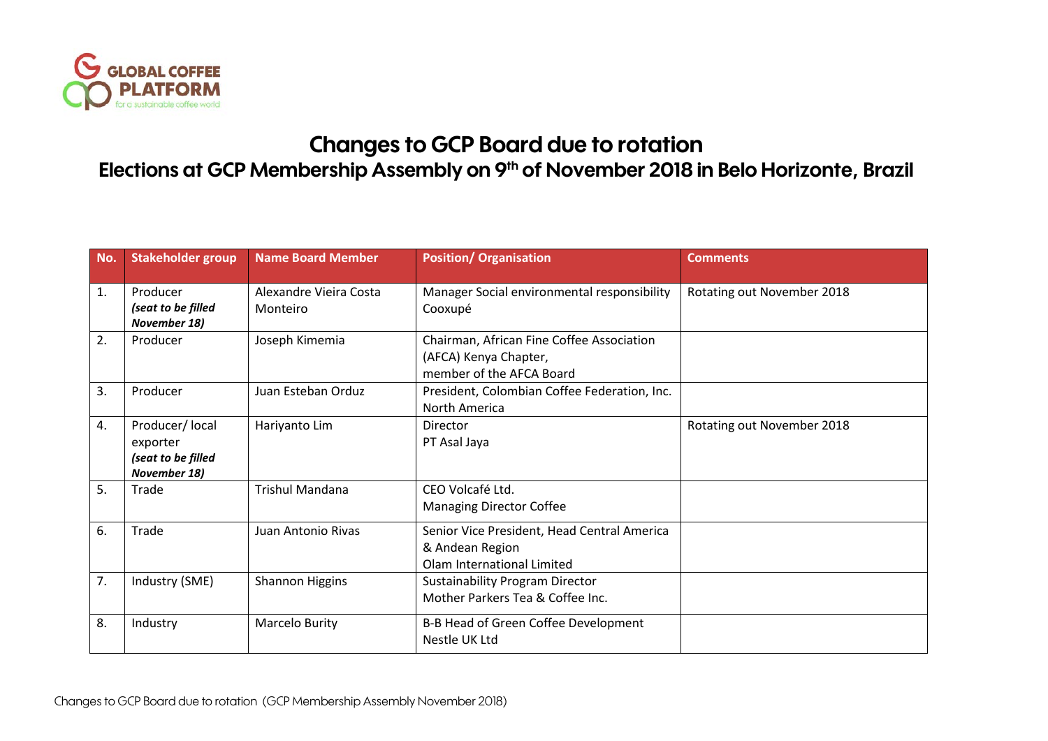# Changes to GCP Board due to rotation

## Elections at GCP Membership Assembly on 9th of November 2018 in Belo Horizonte, Brazil

| No. | Stakeholder group | Name Board Member | Position/ Organisation | Comments |
|---|---|---|---|---|
| 1. | Producer ***(seat to be filled November 18)*** | Alexandre Vieira Costa Monteiro | Manager Social environmental responsibility Cooxupé | Rotating out November 2018 |
| 2. | Producer | Joseph Kimemia | Chairman, African Fine Coffee Association (AFCA) Kenya Chapter, member of the AFCA Board | |
| 3. | Producer | Juan Esteban Orduz | President, Colombian Coffee Federation, Inc. North America | |
| 4. | Producer/ local exporter ***(seat to be filled November 18)*** | Hariyanto Lim | Director PT Asal Jaya | Rotating out November 2018 |
| 5. | Trade | Trishul Mandana | CEO Volcafé Ltd. Managing Director Coffee | |
| 6. | Trade | Juan Antonio Rivas | Senior Vice President, Head Central America & Andean Region Olam International Limited | |
| 7. | Industry (SME) | Shannon Higgins | Sustainability Program Director Mother Parkers Tea & Coffee Inc. | |
| 8. | Industry | Marcelo Burity | B-B Head of Green Coffee Development Nestle UK Ltd | |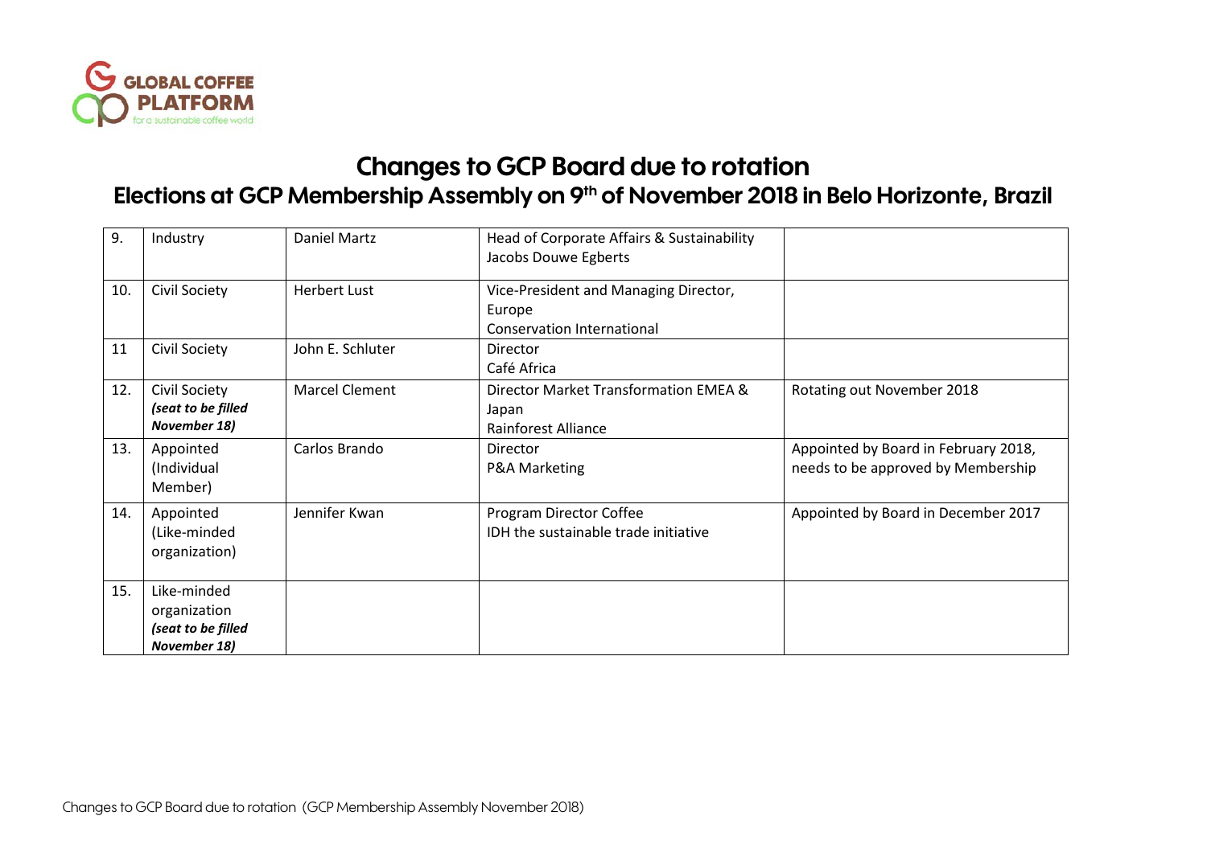# Changes to GCP Board due to rotation

## Elections at GCP Membership Assembly on 9th of November 2018 in Belo Horizonte, Brazil

| | | | | |
|---|---|---|---|---|
| 9. | Industry | Daniel Martz | Head of Corporate Affairs & Sustainability<br>Jacobs Douwe Egberts | |
| 10. | Civil Society | Herbert Lust | Vice-President and Managing Director, Europe<br>Conservation International | |
| 11 | Civil Society | John E. Schluter | Director<br>Café Africa | |
| 12. | Civil Society<br>***(seat to be filled November 18)*** | Marcel Clement | Director Market Transformation EMEA & Japan<br>Rainforest Alliance | Rotating out November 2018 |
| 13. | Appointed (Individual Member) | Carlos Brando | Director<br>P&A Marketing | Appointed by Board in February 2018, needs to be approved by Membership |
| 14. | Appointed (Like-minded organization) | Jennifer Kwan | Program Director Coffee<br>IDH the sustainable trade initiative | Appointed by Board in December 2017 |
| 15. | Like-minded organization<br>***(seat to be filled November 18)*** | | | |